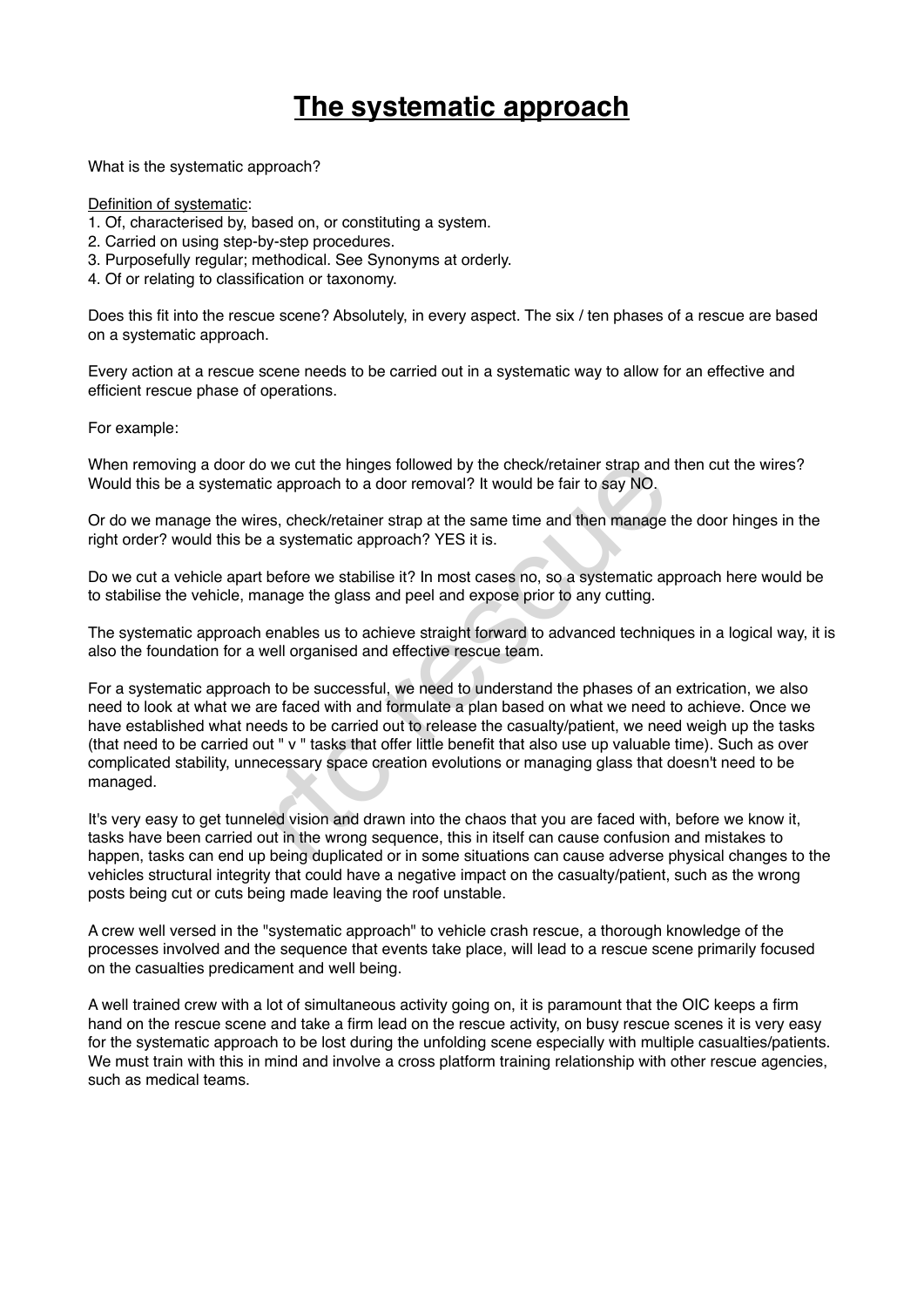# The systematic approach

What is the systematic approach?

Definition of systematic:
1. Of, characterised by, based on, or constituting a system.
2. Carried on using step-by-step procedures.
3. Purposefully regular; methodical. See Synonyms at orderly.
4. Of or relating to classification or taxonomy.

Does this fit into the rescue scene? Absolutely, in every aspect. The six / ten phases of a rescue are based on a systematic approach.

Every action at a rescue scene needs to be carried out in a systematic way to allow for an effective and efficient rescue phase of operations.

For example:

When removing a door do we cut the hinges followed by the check/retainer strap and then cut the wires? Would this be a systematic approach to a door removal? It would be fair to say NO.

Or do we manage the wires, check/retainer strap at the same time and then manage the door hinges in the right order? would this be a systematic approach? YES it is.

Do we cut a vehicle apart before we stabilise it? In most cases no, so a systematic approach here would be to stabilise the vehicle, manage the glass and peel and expose prior to any cutting.

The systematic approach enables us to achieve straight forward to advanced techniques in a logical way, it is also the foundation for a well organised and effective rescue team.

For a systematic approach to be successful, we need to understand the phases of an extrication, we also need to look at what we are faced with and formulate a plan based on what we need to achieve. Once we have established what needs to be carried out to release the casualty/patient, we need weigh up the tasks (that need to be carried out " v " tasks that offer little benefit that also use up valuable time). Such as over complicated stability, unnecessary space creation evolutions or managing glass that doesn't need to be managed.

It's very easy to get tunneled vision and drawn into the chaos that you are faced with, before we know it, tasks have been carried out in the wrong sequence, this in itself can cause confusion and mistakes to happen, tasks can end up being duplicated or in some situations can cause adverse physical changes to the vehicles structural integrity that could have a negative impact on the casualty/patient, such as the wrong posts being cut or cuts being made leaving the roof unstable.

A crew well versed in the "systematic approach" to vehicle crash rescue, a thorough knowledge of the processes involved and the sequence that events take place, will lead to a rescue scene primarily focused on the casualties predicament and well being.

A well trained crew with a lot of simultaneous activity going on, it is paramount that the OIC keeps a firm hand on the rescue scene and take a firm lead on the rescue activity, on busy rescue scenes it is very easy for the systematic approach to be lost during the unfolding scene especially with multiple casualties/patients. We must train with this in mind and involve a cross platform training relationship with other rescue agencies, such as medical teams.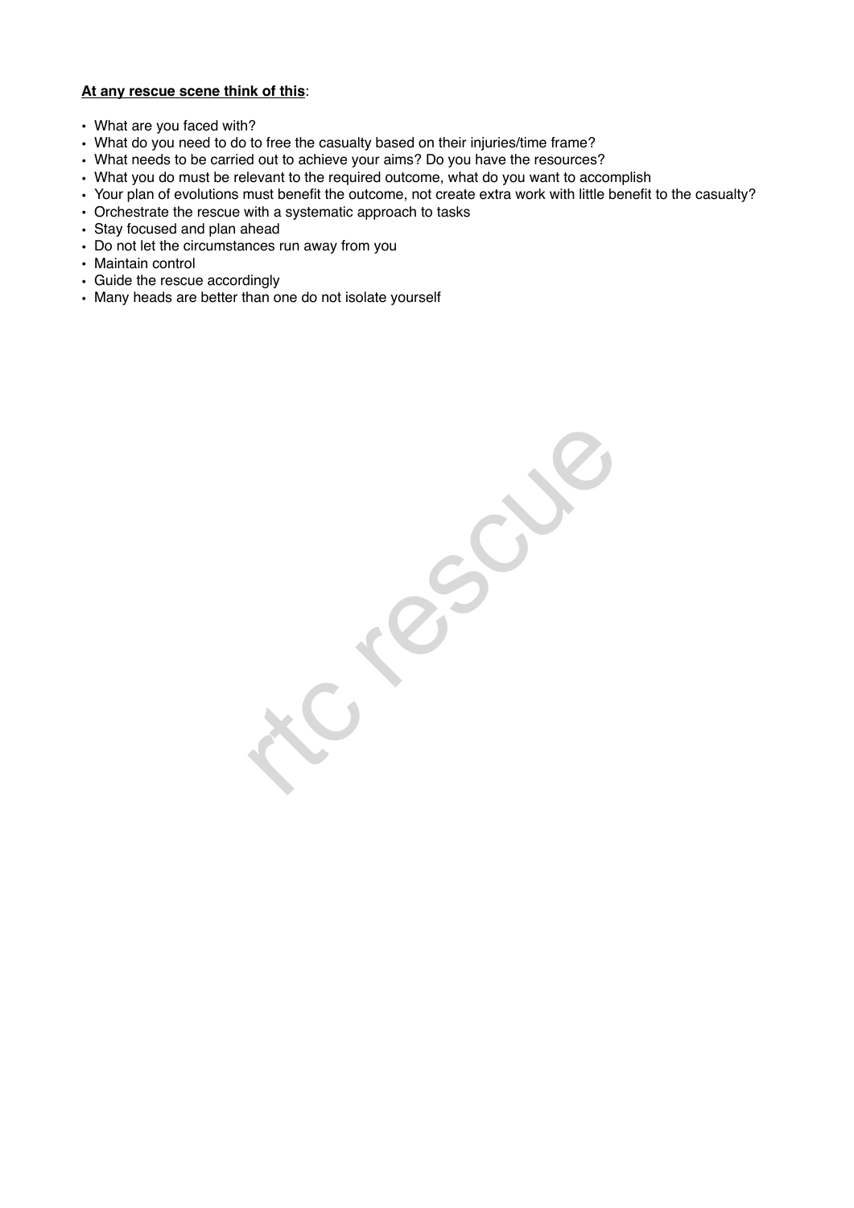**<u>At any rescue scene think of this</u>**:

- What are you faced with?
- What do you need to do to free the casualty based on their injuries/time frame?
- What needs to be carried out to achieve your aims? Do you have the resources?
- What you do must be relevant to the required outcome, what do you want to accomplish
- Your plan of evolutions must benefit the outcome, not create extra work with little benefit to the casualty?
- Orchestrate the rescue with a systematic approach to tasks
- Stay focused and plan ahead
- Do not let the circumstances run away from you
- Maintain control
- Guide the rescue accordingly
- Many heads are better than one do not isolate yourself